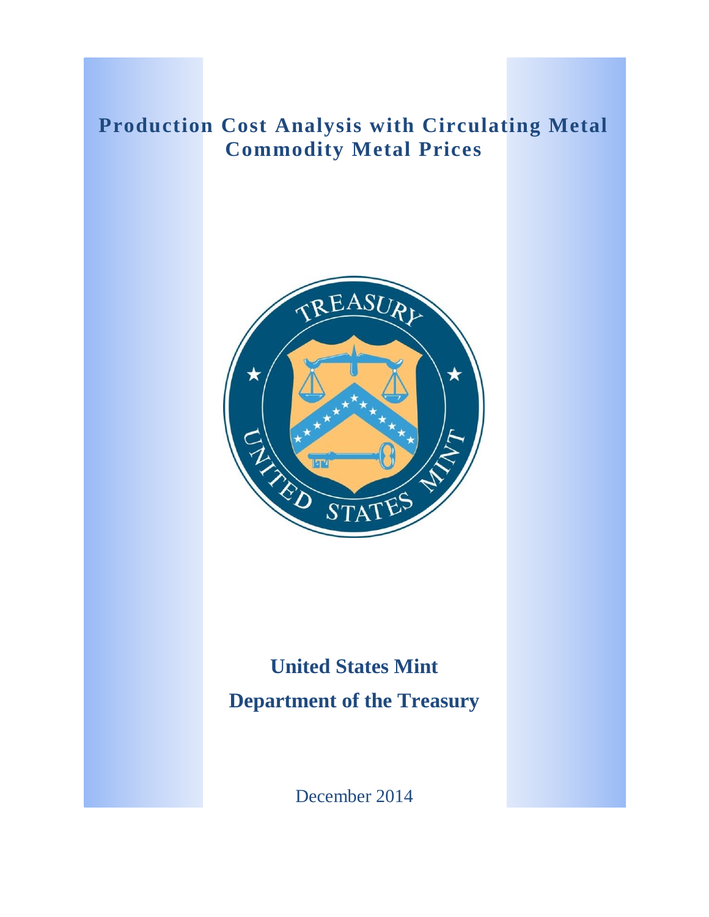# Production Cost Analysis with Circulating Metal Commodity Metal Prices

**United States Mint**

**Department of the Treasury**

December 2014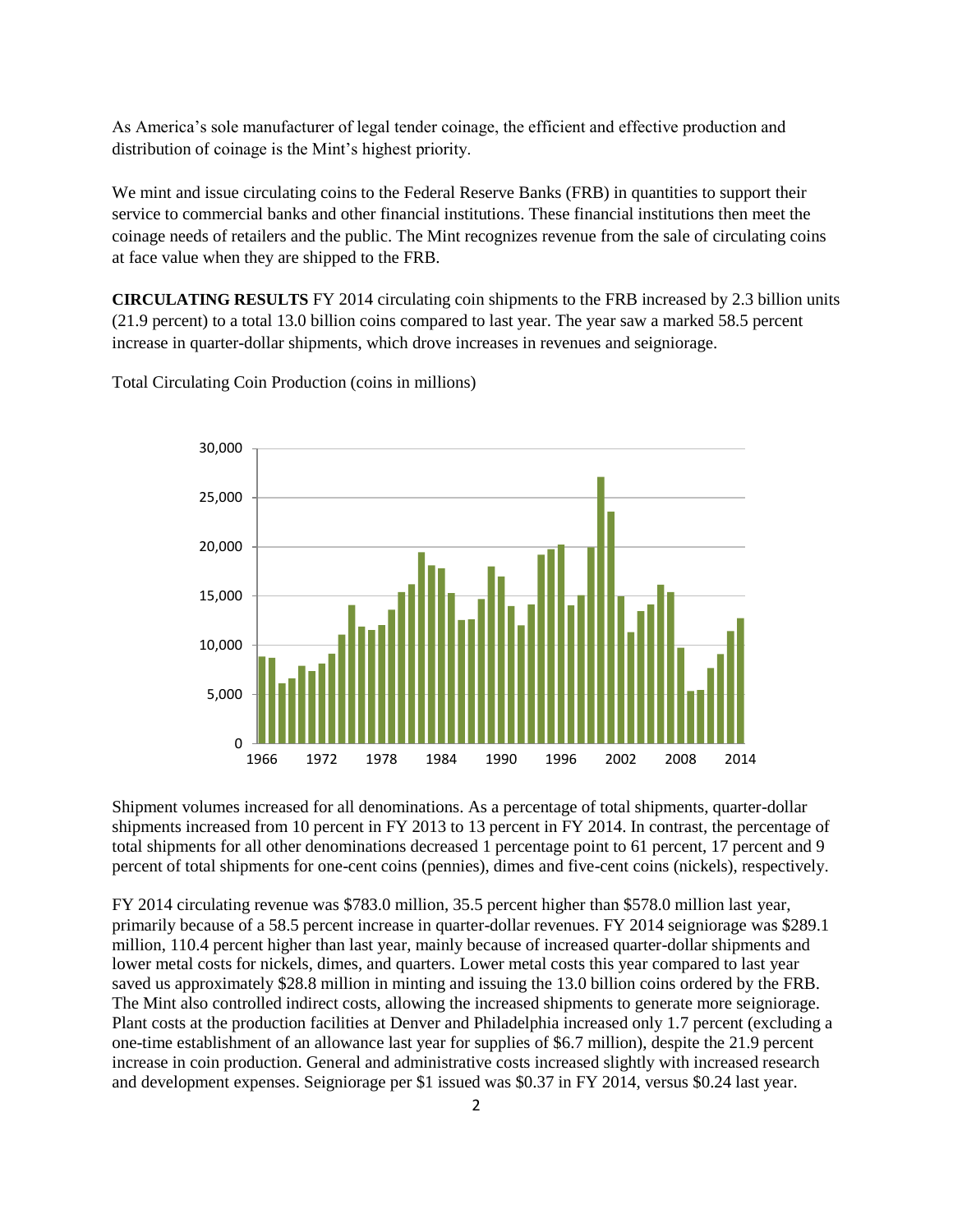As America's sole manufacturer of legal tender coinage, the efficient and effective production and distribution of coinage is the Mint's highest priority.

We mint and issue circulating coins to the Federal Reserve Banks (FRB) in quantities to support their service to commercial banks and other financial institutions. These financial institutions then meet the coinage needs of retailers and the public. The Mint recognizes revenue from the sale of circulating coins at face value when they are shipped to the FRB.

**CIRCULATING RESULTS** FY 2014 circulating coin shipments to the FRB increased by 2.3 billion units (21.9 percent) to a total 13.0 billion coins compared to last year. The year saw a marked 58.5 percent increase in quarter-dollar shipments, which drove increases in revenues and seigniorage.

Total Circulating Coin Production (coins in millions)

Shipment volumes increased for all denominations. As a percentage of total shipments, quarter-dollar shipments increased from 10 percent in FY 2013 to 13 percent in FY 2014. In contrast, the percentage of total shipments for all other denominations decreased 1 percentage point to 61 percent, 17 percent and 9 percent of total shipments for one-cent coins (pennies), dimes and five-cent coins (nickels), respectively.

FY 2014 circulating revenue was $783.0 million, 35.5 percent higher than $578.0 million last year, primarily because of a 58.5 percent increase in quarter-dollar revenues. FY 2014 seigniorage was $289.1 million, 110.4 percent higher than last year, mainly because of increased quarter-dollar shipments and lower metal costs for nickels, dimes, and quarters. Lower metal costs this year compared to last year saved us approximately $28.8 million in minting and issuing the 13.0 billion coins ordered by the FRB. The Mint also controlled indirect costs, allowing the increased shipments to generate more seigniorage. Plant costs at the production facilities at Denver and Philadelphia increased only 1.7 percent (excluding a one-time establishment of an allowance last year for supplies of $6.7 million), despite the 21.9 percent increase in coin production. General and administrative costs increased slightly with increased research and development expenses. Seigniorage per $1 issued was $0.37 in FY 2014, versus $0.24 last year.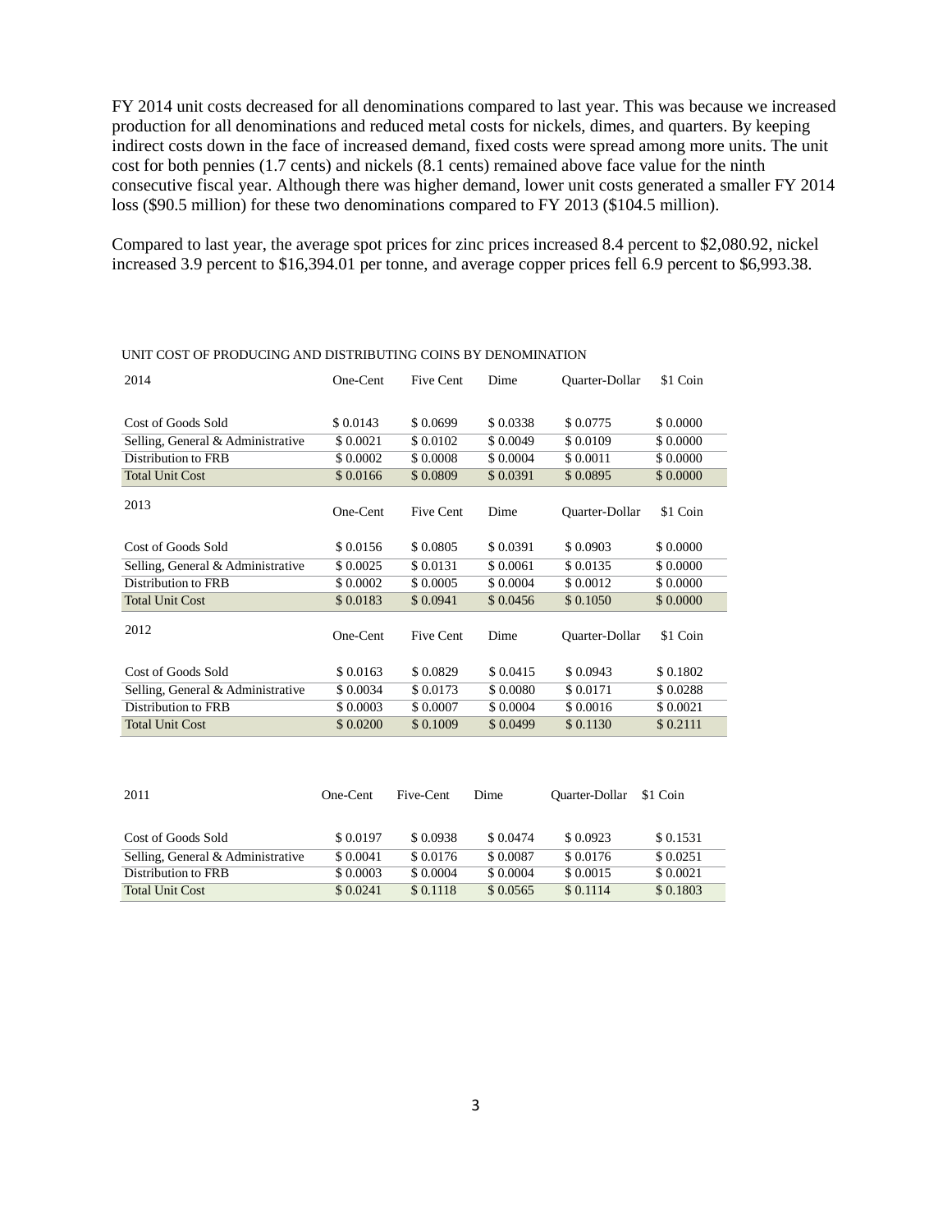FY 2014 unit costs decreased for all denominations compared to last year. This was because we increased production for all denominations and reduced metal costs for nickels, dimes, and quarters. By keeping indirect costs down in the face of increased demand, fixed costs were spread among more units. The unit cost for both pennies (1.7 cents) and nickels (8.1 cents) remained above face value for the ninth consecutive fiscal year. Although there was higher demand, lower unit costs generated a smaller FY 2014 loss ($90.5 million) for these two denominations compared to FY 2013 ($104.5 million).

Compared to last year, the average spot prices for zinc prices increased 8.4 percent to $2,080.92, nickel increased 3.9 percent to $16,394.01 per tonne, and average copper prices fell 6.9 percent to $6,993.38.

UNIT COST OF PRODUCING AND DISTRIBUTING COINS BY DENOMINATION

| 2014 | One-Cent | Five Cent | Dime | Quarter-Dollar | $1 Coin |
|---|---|---|---|---|---|
| Cost of Goods Sold | $ 0.0143 | $ 0.0699 | $ 0.0338 | $ 0.0775 | $ 0.0000 |
| Selling, General & Administrative | $ 0.0021 | $ 0.0102 | $ 0.0049 | $ 0.0109 | $ 0.0000 |
| Distribution to FRB | $ 0.0002 | $ 0.0008 | $ 0.0004 | $ 0.0011 | $ 0.0000 |
| Total Unit Cost | $ 0.0166 | $ 0.0809 | $ 0.0391 | $ 0.0895 | $ 0.0000 |

| 2013 | One-Cent | Five Cent | Dime | Quarter-Dollar | $1 Coin |
|---|---|---|---|---|---|
| Cost of Goods Sold | $ 0.0156 | $ 0.0805 | $ 0.0391 | $ 0.0903 | $ 0.0000 |
| Selling, General & Administrative | $ 0.0025 | $ 0.0131 | $ 0.0061 | $ 0.0135 | $ 0.0000 |
| Distribution to FRB | $ 0.0002 | $ 0.0005 | $ 0.0004 | $ 0.0012 | $ 0.0000 |
| Total Unit Cost | $ 0.0183 | $ 0.0941 | $ 0.0456 | $ 0.1050 | $ 0.0000 |

| 2012 | One-Cent | Five Cent | Dime | Quarter-Dollar | $1 Coin |
|---|---|---|---|---|---|
| Cost of Goods Sold | $ 0.0163 | $ 0.0829 | $ 0.0415 | $ 0.0943 | $ 0.1802 |
| Selling, General & Administrative | $ 0.0034 | $ 0.0173 | $ 0.0080 | $ 0.0171 | $ 0.0288 |
| Distribution to FRB | $ 0.0003 | $ 0.0007 | $ 0.0004 | $ 0.0016 | $ 0.0021 |
| Total Unit Cost | $ 0.0200 | $ 0.1009 | $ 0.0499 | $ 0.1130 | $ 0.2111 |

| 2011 | One-Cent | Five-Cent | Dime | Quarter-Dollar | $1 Coin |
|---|---|---|---|---|---|
| Cost of Goods Sold | $ 0.0197 | $ 0.0938 | $ 0.0474 | $ 0.0923 | $ 0.1531 |
| Selling, General & Administrative | $ 0.0041 | $ 0.0176 | $ 0.0087 | $ 0.0176 | $ 0.0251 |
| Distribution to FRB | $ 0.0003 | $ 0.0004 | $ 0.0004 | $ 0.0015 | $ 0.0021 |
| Total Unit Cost | $ 0.0241 | $ 0.1118 | $ 0.0565 | $ 0.1114 | $ 0.1803 |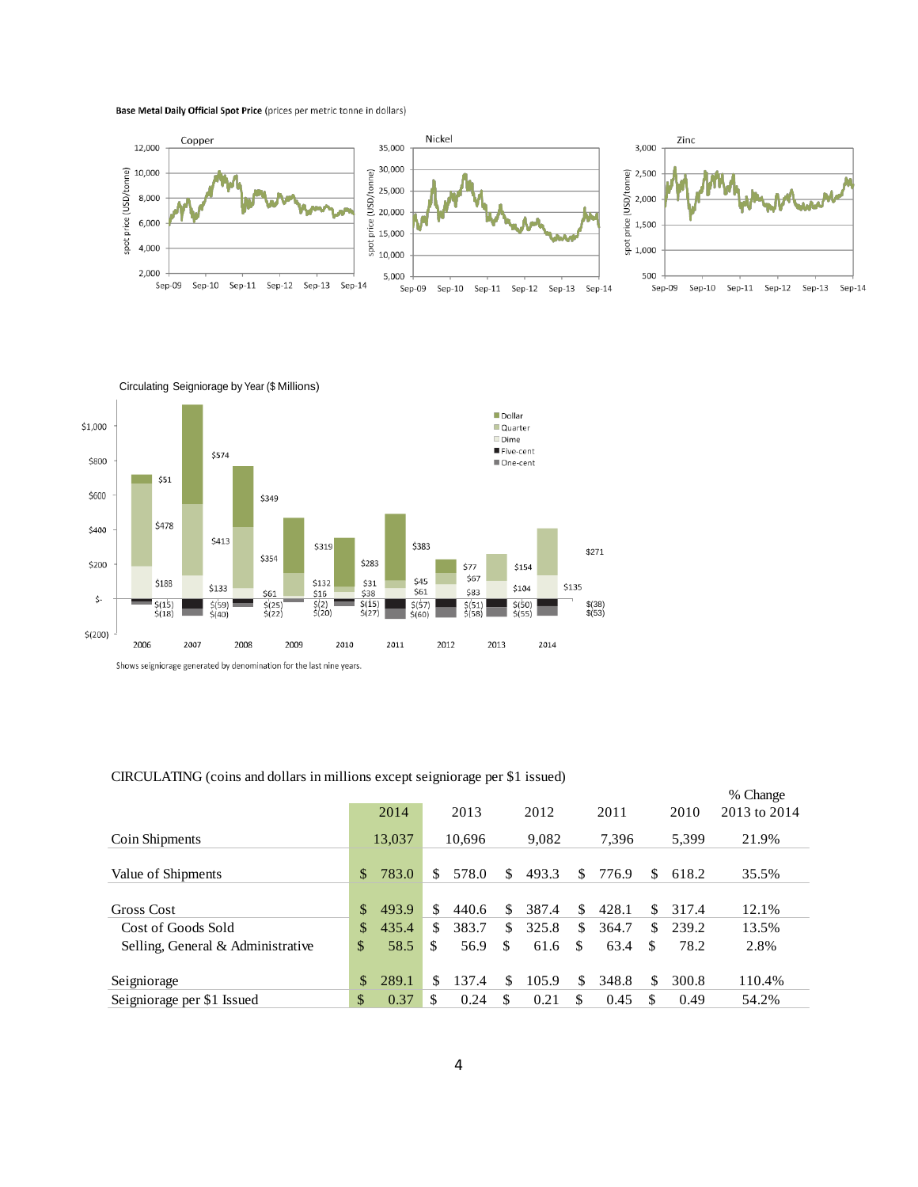**Base Metal Daily Official Spot Price** (prices per metric tonne in dollars)

Copper

Nickel

Zinc

Circulating Seigniorage by Year ($ Millions)

Shows seigniorage generated by denomination for the last nine years.

CIRCULATING (coins and dollars in millions except seigniorage per $1 issued)

| | 2014 | 2013 | 2012 | 2011 | 2010 | % Change 2013 to 2014 |
|---|---|---|---|---|---|---|
| Coin Shipments | 13,037 | 10,696 | 9,082 | 7,396 | 5,399 | 21.9% |
| Value of Shipments | $ 783.0 | $ 578.0 | $ 493.3 | $ 776.9 | $ 618.2 | 35.5% |
| Gross Cost | $ 493.9 | $ 440.6 | $ 387.4 | $ 428.1 | $ 317.4 | 12.1% |
| Cost of Goods Sold | $ 435.4 | $ 383.7 | $ 325.8 | $ 364.7 | $ 239.2 | 13.5% |
| Selling, General & Administrative | $ 58.5 | $ 56.9 | $ 61.6 | $ 63.4 | $ 78.2 | 2.8% |
| Seigniorage | $ 289.1 | $ 137.4 | $ 105.9 | $ 348.8 | $ 300.8 | 110.4% |
| Seigniorage per $1 Issued | $ 0.37 | $ 0.24 | $ 0.21 | $ 0.45 | $ 0.49 | 54.2% |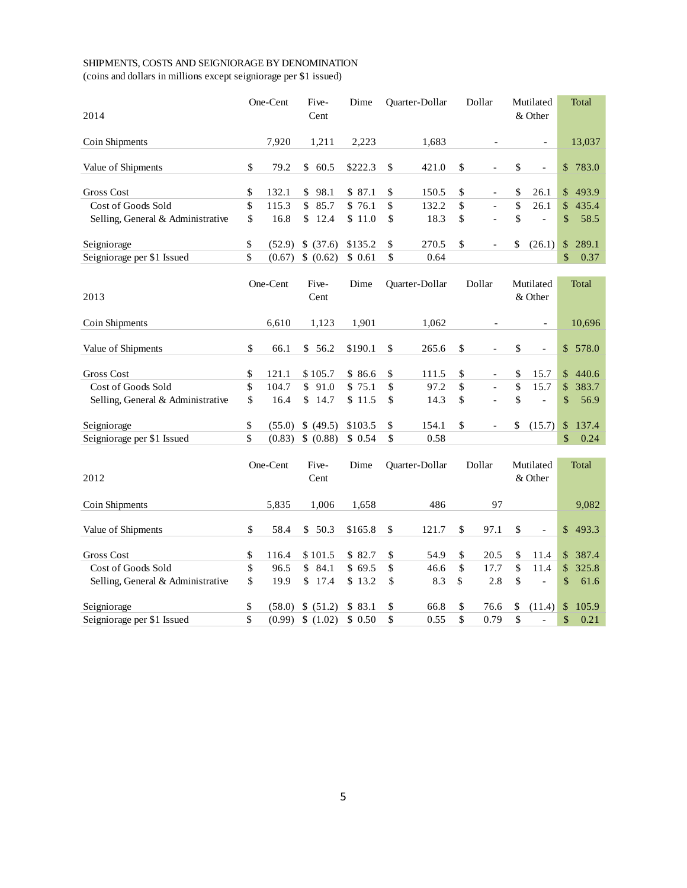SHIPMENTS, COSTS AND SEIGNIORAGE BY DENOMINATION
(coins and dollars in millions except seigniorage per $1 issued)

| 2014 | One-Cent | Five-Cent | Dime | Quarter-Dollar | Dollar | Mutilated & Other | Total |
|---|---|---|---|---|---|---|---|
| Coin Shipments | 7,920 | 1,211 | 2,223 | 1,683 | - | - | 13,037 |
| Value of Shipments | $ 79.2 | $ 60.5 | $222.3 | $ 421.0 | $ - | $ - | $ 783.0 |
| Gross Cost | $ 132.1 | $ 98.1 | $ 87.1 | $ 150.5 | $ - | $ 26.1 | $ 493.9 |
| Cost of Goods Sold | $ 115.3 | $ 85.7 | $ 76.1 | $ 132.2 | $ - | $ 26.1 | $ 435.4 |
| Selling, General & Administrative | $ 16.8 | $ 12.4 | $ 11.0 | $ 18.3 | $ - | $ - | $ 58.5 |
| Seigniorage | $ (52.9) | $ (37.6) | $135.2 | $ 270.5 | $ - | $ (26.1) | $ 289.1 |
| Seigniorage per $1 Issued | $ (0.67) | $ (0.62) | $ 0.61 | $ 0.64 | | | $ 0.37 |

| 2013 | One-Cent | Five-Cent | Dime | Quarter-Dollar | Dollar | Mutilated & Other | Total |
|---|---|---|---|---|---|---|---|
| Coin Shipments | 6,610 | 1,123 | 1,901 | 1,062 | - | - | 10,696 |
| Value of Shipments | $ 66.1 | $ 56.2 | $190.1 | $ 265.6 | $ - | $ - | $ 578.0 |
| Gross Cost | $ 121.1 | $ 105.7 | $ 86.6 | $ 111.5 | $ - | $ 15.7 | $ 440.6 |
| Cost of Goods Sold | $ 104.7 | $ 91.0 | $ 75.1 | $ 97.2 | $ - | $ 15.7 | $ 383.7 |
| Selling, General & Administrative | $ 16.4 | $ 14.7 | $ 11.5 | $ 14.3 | $ - | $ - | $ 56.9 |
| Seigniorage | $ (55.0) | $ (49.5) | $103.5 | $ 154.1 | $ - | $ (15.7) | $ 137.4 |
| Seigniorage per $1 Issued | $ (0.83) | $ (0.88) | $ 0.54 | $ 0.58 | | | $ 0.24 |

| 2012 | One-Cent | Five-Cent | Dime | Quarter-Dollar | Dollar | Mutilated & Other | Total |
|---|---|---|---|---|---|---|---|
| Coin Shipments | 5,835 | 1,006 | 1,658 | 486 | 97 | | 9,082 |
| Value of Shipments | $ 58.4 | $ 50.3 | $165.8 | $ 121.7 | $ 97.1 | $ - | $ 493.3 |
| Gross Cost | $ 116.4 | $ 101.5 | $ 82.7 | $ 54.9 | $ 20.5 | $ 11.4 | $ 387.4 |
| Cost of Goods Sold | $ 96.5 | $ 84.1 | $ 69.5 | $ 46.6 | $ 17.7 | $ 11.4 | $ 325.8 |
| Selling, General & Administrative | $ 19.9 | $ 17.4 | $ 13.2 | $ 8.3 | $ 2.8 | $ - | $ 61.6 |
| Seigniorage | $ (58.0) | $ (51.2) | $ 83.1 | $ 66.8 | $ 76.6 | $ (11.4) | $ 105.9 |
| Seigniorage per $1 Issued | $ (0.99) | $ (1.02) | $ 0.50 | $ 0.55 | $ 0.79 | $ - | $ 0.21 |